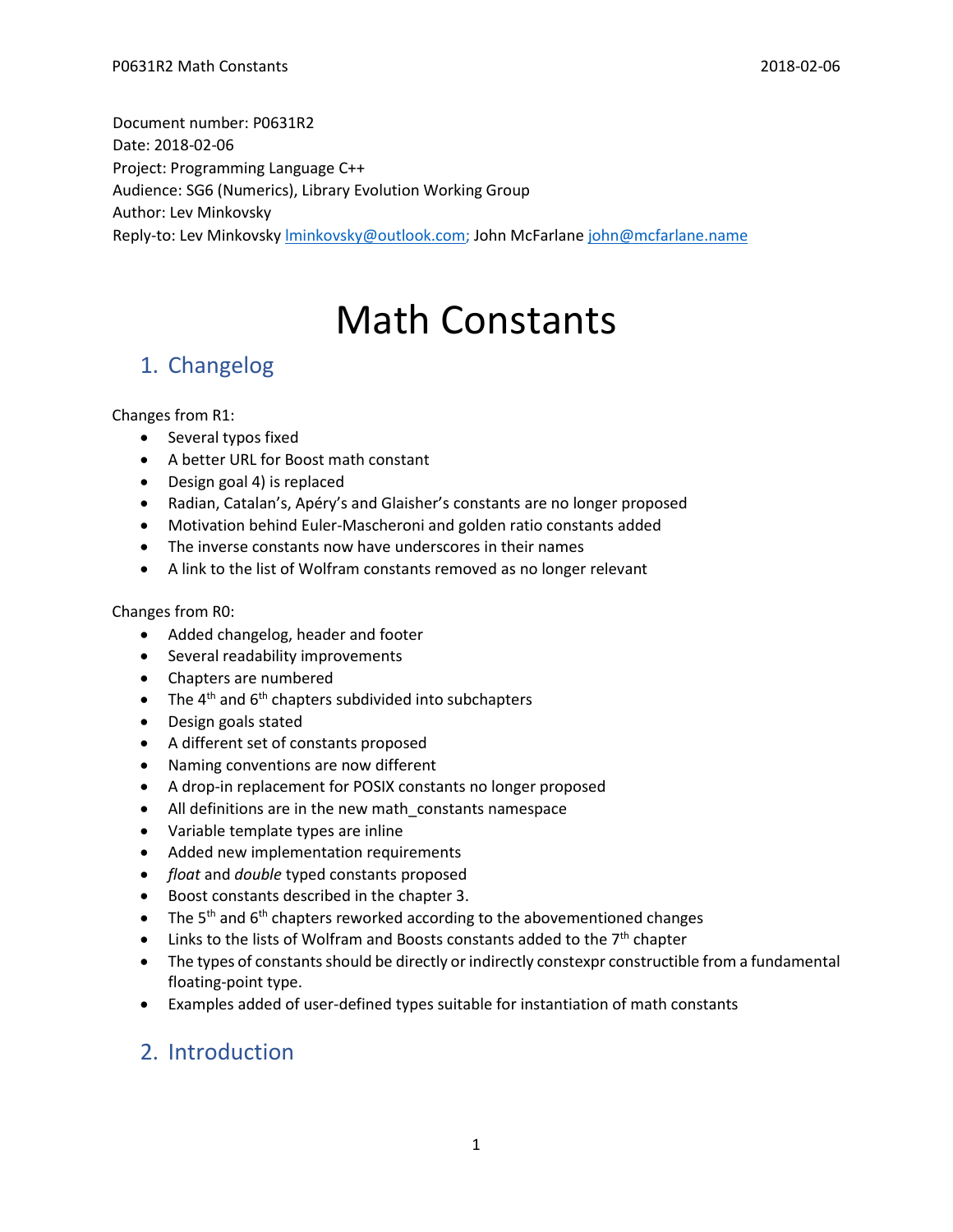Document number: P0631R2
Date: 2018-02-06
Project: Programming Language C++
Audience: SG6 (Numerics), Library Evolution Working Group
Author: Lev Minkovsky
Reply-to: Lev Minkovsky lminkovsky@outlook.com; John McFarlane john@mcfarlane.name

# Math Constants

## 1. Changelog

Changes from R1:

- Several typos fixed
- A better URL for Boost math constant
- Design goal 4) is replaced
- Radian, Catalan's, Apéry's and Glaisher's constants are no longer proposed
- Motivation behind Euler-Mascheroni and golden ratio constants added
- The inverse constants now have underscores in their names
- A link to the list of Wolfram constants removed as no longer relevant

Changes from R0:

- Added changelog, header and footer
- Several readability improvements
- Chapters are numbered
- The 4th and 6th chapters subdivided into subchapters
- Design goals stated
- A different set of constants proposed
- Naming conventions are now different
- A drop-in replacement for POSIX constants no longer proposed
- All definitions are in the new math_constants namespace
- Variable template types are inline
- Added new implementation requirements
- *float* and *double* typed constants proposed
- Boost constants described in the chapter 3.
- The 5th and 6th chapters reworked according to the abovementioned changes
- Links to the lists of Wolfram and Boosts constants added to the 7th chapter
- The types of constants should be directly or indirectly constexpr constructible from a fundamental floating-point type.
- Examples added of user-defined types suitable for instantiation of math constants

## 2. Introduction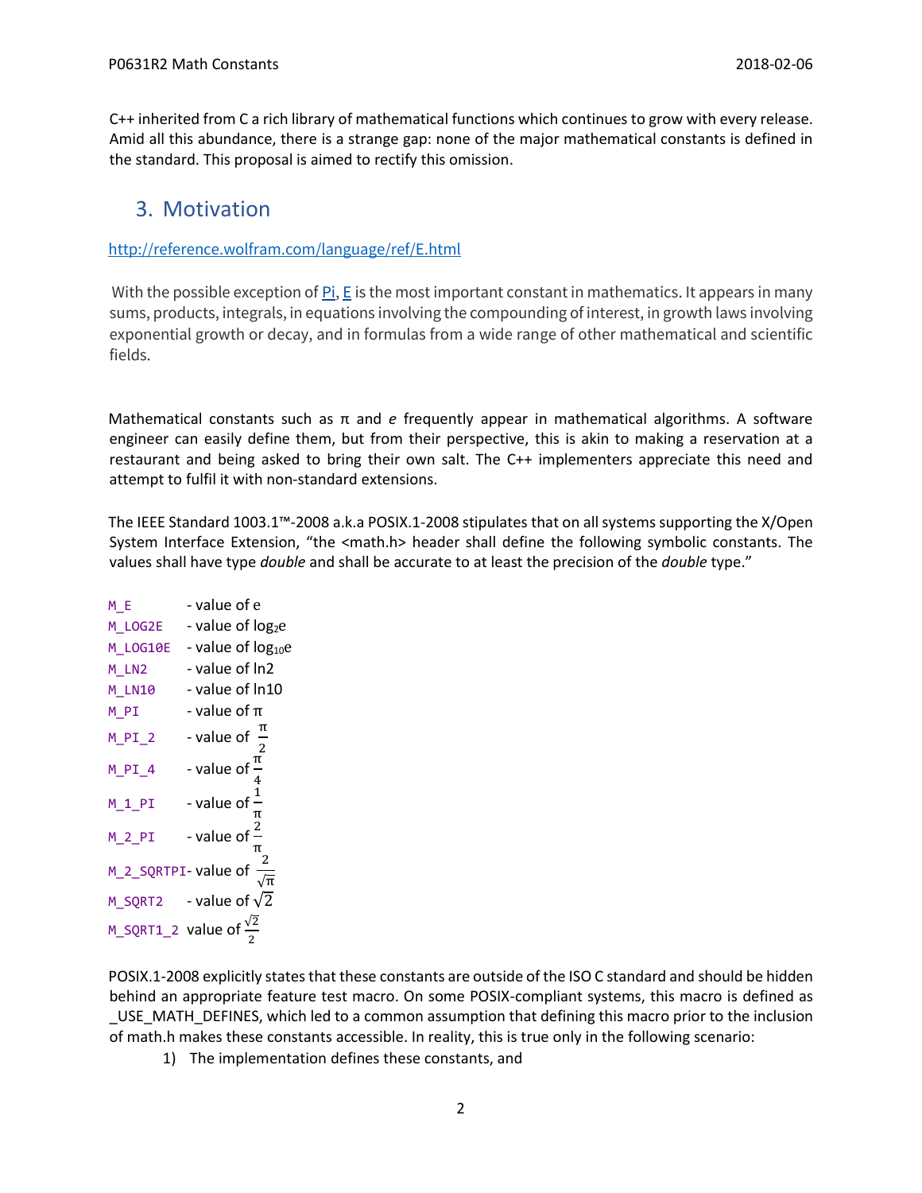C++ inherited from C a rich library of mathematical functions which continues to grow with every release. Amid all this abundance, there is a strange gap: none of the major mathematical constants is defined in the standard. This proposal is aimed to rectify this omission.

## 3. Motivation

http://reference.wolfram.com/language/ref/E.html

With the possible exception of Pi, E is the most important constant in mathematics. It appears in many sums, products, integrals, in equations involving the compounding of interest, in growth laws involving exponential growth or decay, and in formulas from a wide range of other mathematical and scientific fields.

Mathematical constants such as π and *e* frequently appear in mathematical algorithms. A software engineer can easily define them, but from their perspective, this is akin to making a reservation at a restaurant and being asked to bring their own salt. The C++ implementers appreciate this need and attempt to fulfil it with non-standard extensions.

The IEEE Standard 1003.1™-2008 a.k.a POSIX.1-2008 stipulates that on all systems supporting the X/Open System Interface Extension, "the <math.h> header shall define the following symbolic constants. The values shall have type *double* and shall be accurate to at least the precision of the *double* type."

`M_E` - value of e
`M_LOG2E` - value of $\log_2 e$
`M_LOG10E` - value of $\log_{10} e$
`M_LN2` - value of ln2
`M_LN10` - value of ln10
`M_PI` - value of π
`M_PI_2` - value of $\frac{\pi}{2}$
`M_PI_4` - value of $\frac{\pi}{4}$
`M_1_PI` - value of $\frac{1}{\pi}$
`M_2_PI` - value of $\frac{2}{\pi}$
`M_2_SQRTPI`- value of $\frac{2}{\sqrt{\pi}}$
`M_SQRT2` - value of $\sqrt{2}$
`M_SQRT1_2` value of $\frac{\sqrt{2}}{2}$

POSIX.1-2008 explicitly states that these constants are outside of the ISO C standard and should be hidden behind an appropriate feature test macro. On some POSIX-compliant systems, this macro is defined as _USE_MATH_DEFINES, which led to a common assumption that defining this macro prior to the inclusion of math.h makes these constants accessible. In reality, this is true only in the following scenario:

1) The implementation defines these constants, and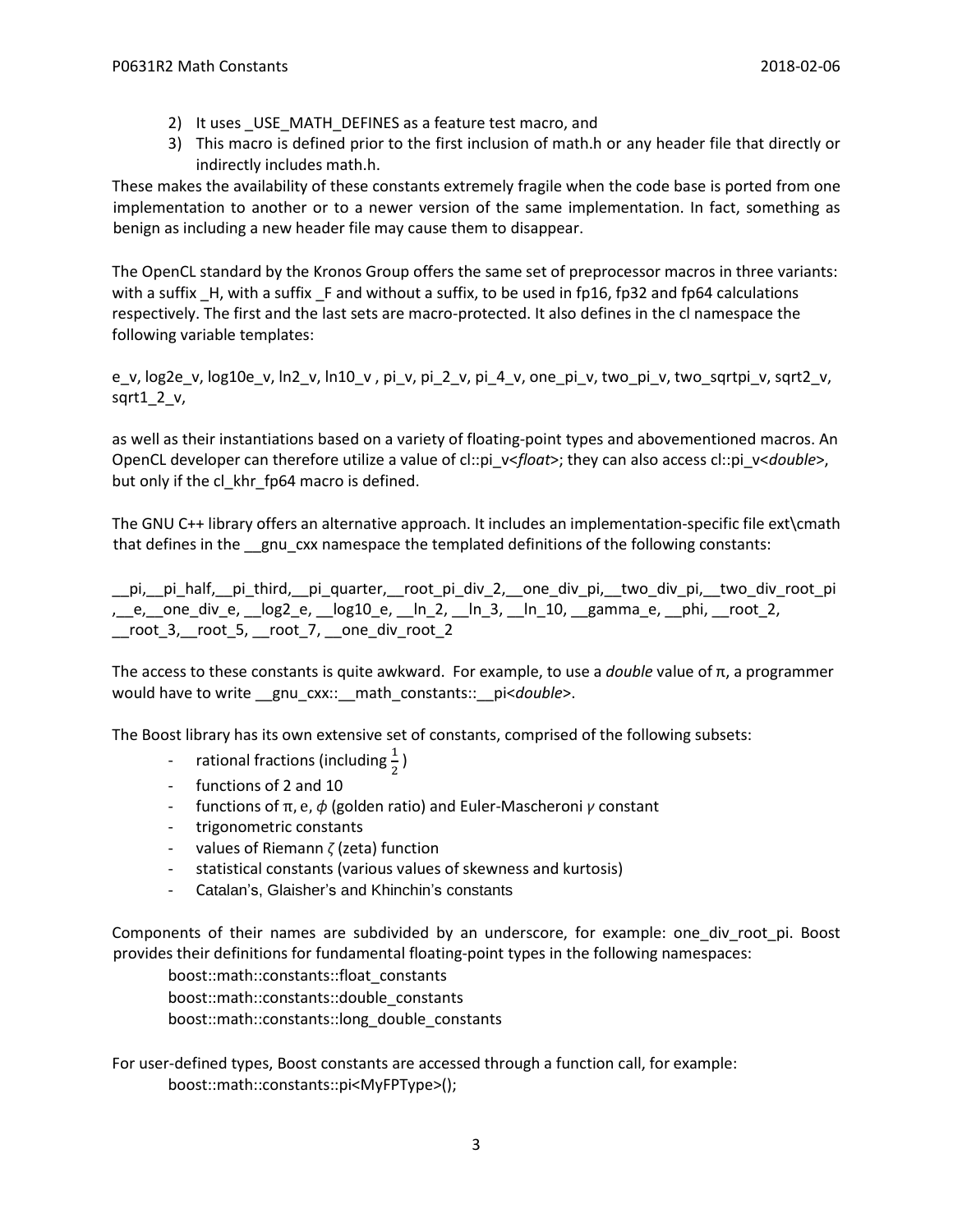2) It uses _USE_MATH_DEFINES as a feature test macro, and
3) This macro is defined prior to the first inclusion of math.h or any header file that directly or indirectly includes math.h.

These makes the availability of these constants extremely fragile when the code base is ported from one implementation to another or to a newer version of the same implementation. In fact, something as benign as including a new header file may cause them to disappear.

The OpenCL standard by the Kronos Group offers the same set of preprocessor macros in three variants: with a suffix _H, with a suffix _F and without a suffix, to be used in fp16, fp32 and fp64 calculations respectively. The first and the last sets are macro-protected. It also defines in the cl namespace the following variable templates:

e_v, log2e_v, log10e_v, ln2_v, ln10_v , pi_v, pi_2_v, pi_4_v, one_pi_v, two_pi_v, two_sqrtpi_v, sqrt2_v, sqrt1_2_v,

as well as their instantiations based on a variety of floating-point types and abovementioned macros. An OpenCL developer can therefore utilize a value of cl::pi_v<*float*>; they can also access cl::pi_v<*double*>, but only if the cl_khr_fp64 macro is defined.

The GNU C++ library offers an alternative approach. It includes an implementation-specific file ext\cmath that defines in the __gnu_cxx namespace the templated definitions of the following constants:

__pi,__pi_half,__pi_third,__pi_quarter,__root_pi_div_2,__one_div_pi,__two_div_pi,__two_div_root_pi,__e,__one_div_e, __log2_e, __log10_e, __ln_2, __ln_3, __ln_10, __gamma_e, __phi, __root_2, __root_3,__root_5, __root_7, __one_div_root_2

The access to these constants is quite awkward. For example, to use a *double* value of π, a programmer would have to write __gnu_cxx::__math_constants::__pi<*double*>.

The Boost library has its own extensive set of constants, comprised of the following subsets:

- rational fractions (including $\frac{1}{2}$)
- functions of 2 and 10
- functions of π, e, $\phi$ (golden ratio) and Euler-Mascheroni $\gamma$ constant
- trigonometric constants
- values of Riemann $\zeta$ (zeta) function
- statistical constants (various values of skewness and kurtosis)
- Catalan's, Glaisher's and Khinchin's constants

Components of their names are subdivided by an underscore, for example: one_div_root_pi. Boost provides their definitions for fundamental floating-point types in the following namespaces:

boost::math::constants::float_constants
boost::math::constants::double_constants
boost::math::constants::long_double_constants

For user-defined types, Boost constants are accessed through a function call, for example:

boost::math::constants::pi<MyFPType>();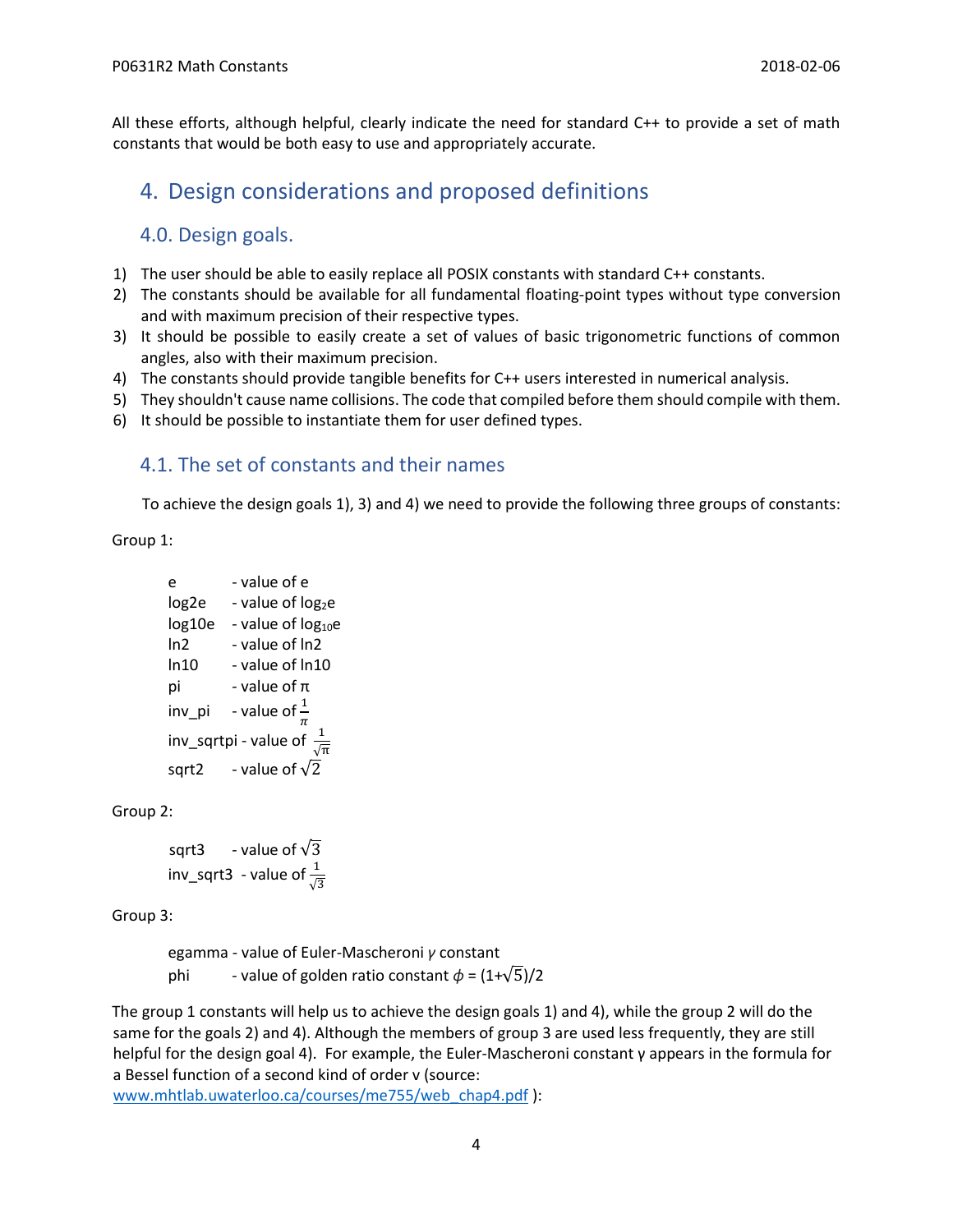All these efforts, although helpful, clearly indicate the need for standard C++ to provide a set of math constants that would be both easy to use and appropriately accurate.

## 4. Design considerations and proposed definitions

### 4.0. Design goals.

1) The user should be able to easily replace all POSIX constants with standard C++ constants.
2) The constants should be available for all fundamental floating-point types without type conversion and with maximum precision of their respective types.
3) It should be possible to easily create a set of values of basic trigonometric functions of common angles, also with their maximum precision.
4) The constants should provide tangible benefits for C++ users interested in numerical analysis.
5) They shouldn't cause name collisions. The code that compiled before them should compile with them.
6) It should be possible to instantiate them for user defined types.

### 4.1. The set of constants and their names

To achieve the design goals 1), 3) and 4) we need to provide the following three groups of constants:

Group 1:

- e - value of e
- log2e - value of $\log_2 e$
- log10e - value of $\log_{10} e$
- ln2 - value of ln2
- ln10 - value of ln10
- pi - value of $\pi$
- inv_pi - value of $\frac{1}{\pi}$
- inv_sqrtpi - value of $\frac{1}{\sqrt{\pi}}$
- sqrt2 - value of $\sqrt{2}$

Group 2:

- sqrt3 - value of $\sqrt{3}$
- inv_sqrt3 - value of $\frac{1}{\sqrt{3}}$

Group 3:

- egamma - value of Euler-Mascheroni $\gamma$ constant
- phi - value of golden ratio constant $\phi = (1+\sqrt{5})/2$

The group 1 constants will help us to achieve the design goals 1) and 4), while the group 2 will do the same for the goals 2) and 4). Although the members of group 3 are used less frequently, they are still helpful for the design goal 4). For example, the Euler-Mascheroni constant γ appears in the formula for a Bessel function of a second kind of order v (source: www.mhtlab.uwaterloo.ca/courses/me755/web_chap4.pdf ):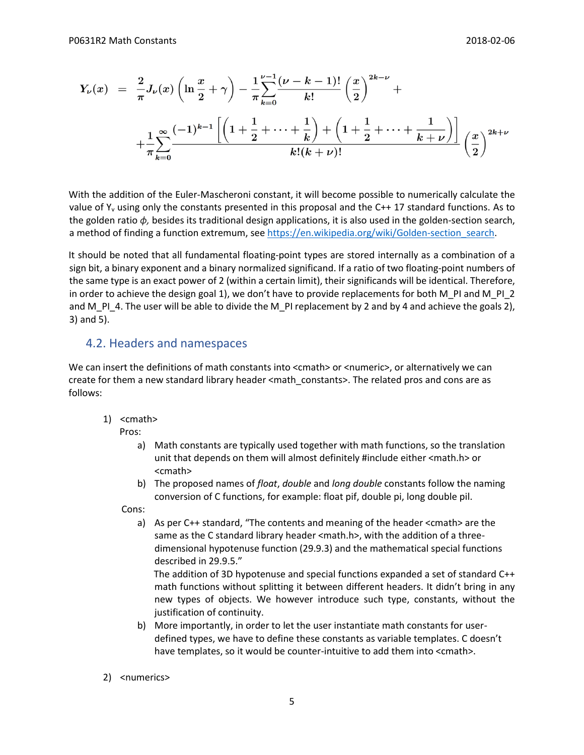$$
\begin{aligned}
Y_\nu(x) \;=\; & \frac{2}{\pi} J_\nu(x)\left(\ln\frac{x}{2}+\gamma\right) - \frac{1}{\pi}\sum_{k=0}^{\nu-1}\frac{(\nu-k-1)!}{k!}\left(\frac{x}{2}\right)^{2k-\nu} + \\
& + \frac{1}{\pi}\sum_{k=0}^{\infty}\frac{(-1)^{k-1}\left[\left(1+\frac{1}{2}+\cdots+\frac{1}{k}\right)+\left(1+\frac{1}{2}+\cdots+\frac{1}{k+\nu}\right)\right]}{k!(k+\nu)!}\left(\frac{x}{2}\right)^{2k+\nu}
\end{aligned}
$$

With the addition of the Euler-Mascheroni constant, it will become possible to numerically calculate the value of $Y_\nu$ using only the constants presented in this proposal and the C++ 17 standard functions. As to the golden ratio $\phi$, besides its traditional design applications, it is also used in the golden-section search, a method of finding a function extremum, see https://en.wikipedia.org/wiki/Golden-section_search.

It should be noted that all fundamental floating-point types are stored internally as a combination of a sign bit, a binary exponent and a binary normalized significand. If a ratio of two floating-point numbers of the same type is an exact power of 2 (within a certain limit), their significands will be identical. Therefore, in order to achieve the design goal 1), we don't have to provide replacements for both M_PI and M_PI_2 and M_PI_4. The user will be able to divide the M_PI replacement by 2 and by 4 and achieve the goals 2), 3) and 5).

## 4.2. Headers and namespaces

We can insert the definitions of math constants into <cmath> or <numeric>, or alternatively we can create for them a new standard library header <math_constants>. The related pros and cons are as follows:

1) <cmath>

   Pros:

   a) Math constants are typically used together with math functions, so the translation unit that depends on them will almost definitely #include either <math.h> or <cmath>
   b) The proposed names of *float*, *double* and *long double* constants follow the naming conversion of C functions, for example: float pif, double pi, long double pil.

   Cons:

   a) As per C++ standard, "The contents and meaning of the header <cmath> are the same as the C standard library header <math.h>, with the addition of a three-dimensional hypotenuse function (29.9.3) and the mathematical special functions described in 29.9.5."

      The addition of 3D hypotenuse and special functions expanded a set of standard C++ math functions without splitting it between different headers. It didn't bring in any new types of objects. We however introduce such type, constants, without the justification of continuity.
   b) More importantly, in order to let the user instantiate math constants for user-defined types, we have to define these constants as variable templates. C doesn't have templates, so it would be counter-intuitive to add them into <cmath>.

2) <numerics>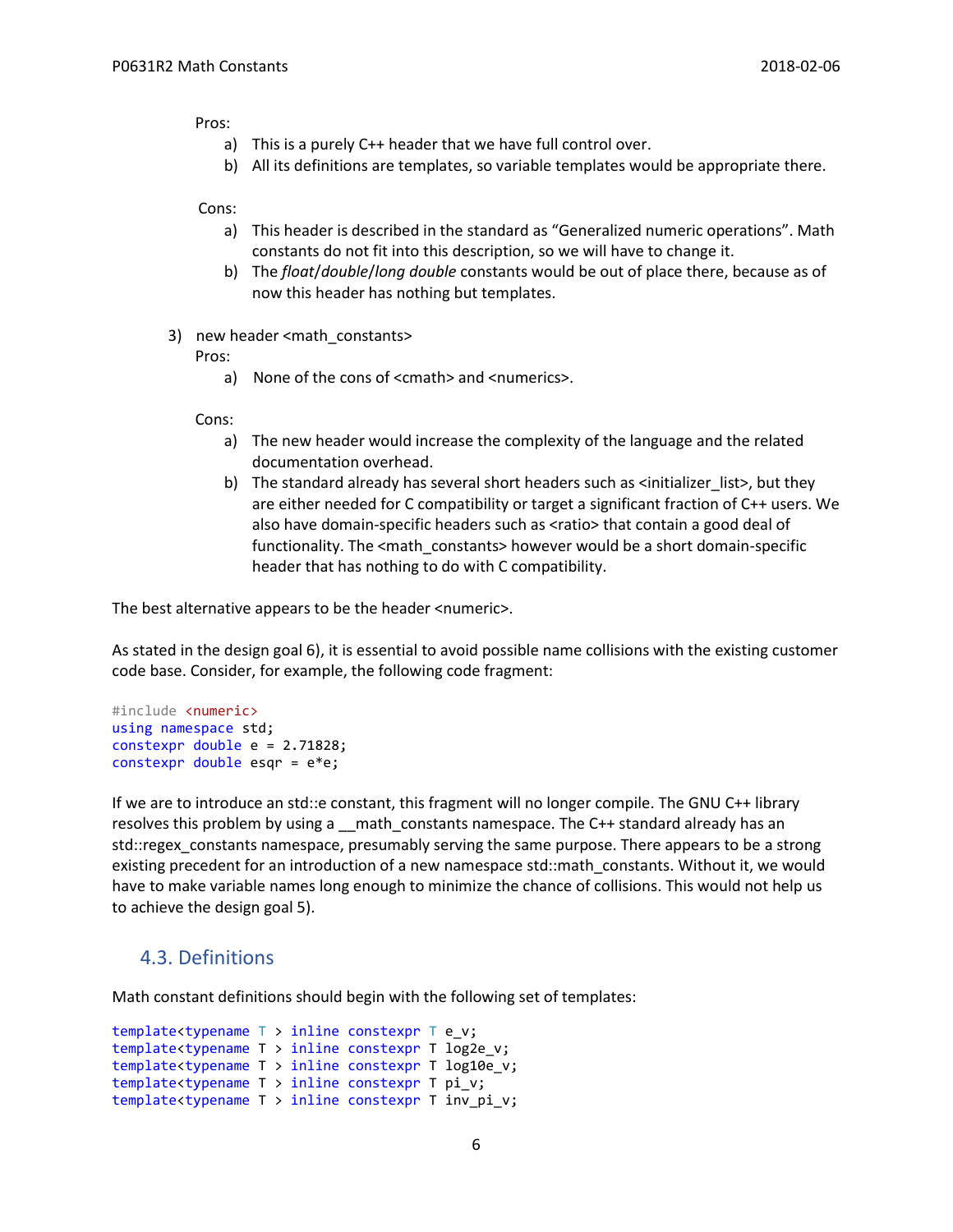Pros:

a) This is a purely C++ header that we have full control over.
b) All its definitions are templates, so variable templates would be appropriate there.

Cons:

a) This header is described in the standard as “Generalized numeric operations”. Math constants do not fit into this description, so we will have to change it.
b) The *float*/*double*/*long double* constants would be out of place there, because as of now this header has nothing but templates.

3) new header <math_constants>

Pros:

a) None of the cons of <cmath> and <numerics>.

Cons:

a) The new header would increase the complexity of the language and the related documentation overhead.
b) The standard already has several short headers such as <initializer_list>, but they are either needed for C compatibility or target a significant fraction of C++ users. We also have domain-specific headers such as <ratio> that contain a good deal of functionality. The <math_constants> however would be a short domain-specific header that has nothing to do with C compatibility.

The best alternative appears to be the header <numeric>.

As stated in the design goal 6), it is essential to avoid possible name collisions with the existing customer code base. Consider, for example, the following code fragment:

```
#include <numeric>
using namespace std;
constexpr double e = 2.71828;
constexpr double esqr = e*e;
```

If we are to introduce an std::e constant, this fragment will no longer compile. The GNU C++ library resolves this problem by using a __math_constants namespace. The C++ standard already has an std::regex_constants namespace, presumably serving the same purpose. There appears to be a strong existing precedent for an introduction of a new namespace std::math_constants. Without it, we would have to make variable names long enough to minimize the chance of collisions. This would not help us to achieve the design goal 5).

## 4.3. Definitions

Math constant definitions should begin with the following set of templates:

```
template<typename T > inline constexpr T e_v;
template<typename T > inline constexpr T log2e_v;
template<typename T > inline constexpr T log10e_v;
template<typename T > inline constexpr T pi_v;
template<typename T > inline constexpr T inv_pi_v;
```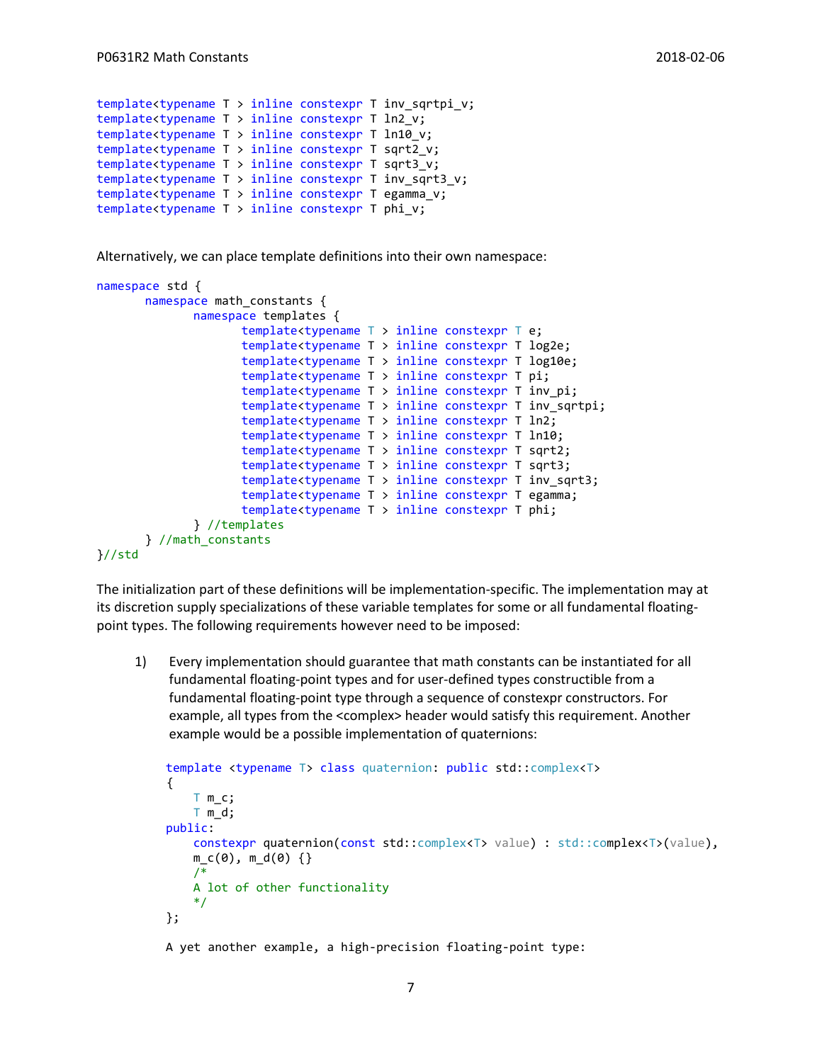```
template<typename T > inline constexpr T inv_sqrtpi_v;
template<typename T > inline constexpr T ln2_v;
template<typename T > inline constexpr T ln10_v;
template<typename T > inline constexpr T sqrt2_v;
template<typename T > inline constexpr T sqrt3_v;
template<typename T > inline constexpr T inv_sqrt3_v;
template<typename T > inline constexpr T egamma_v;
template<typename T > inline constexpr T phi_v;
```

Alternatively, we can place template definitions into their own namespace:

```
namespace std {
       namespace math_constants {
              namespace templates {
                     template<typename T > inline constexpr T e;
                     template<typename T > inline constexpr T log2e;
                     template<typename T > inline constexpr T log10e;
                     template<typename T > inline constexpr T pi;
                     template<typename T > inline constexpr T inv_pi;
                     template<typename T > inline constexpr T inv_sqrtpi;
                     template<typename T > inline constexpr T ln2;
                     template<typename T > inline constexpr T ln10;
                     template<typename T > inline constexpr T sqrt2;
                     template<typename T > inline constexpr T sqrt3;
                     template<typename T > inline constexpr T inv_sqrt3;
                     template<typename T > inline constexpr T egamma;
                     template<typename T > inline constexpr T phi;
              } //templates
       } //math_constants
}//std
```

The initialization part of these definitions will be implementation-specific. The implementation may at its discretion supply specializations of these variable templates for some or all fundamental floating-point types. The following requirements however need to be imposed:

1) Every implementation should guarantee that math constants can be instantiated for all fundamental floating-point types and for user-defined types constructible from a fundamental floating-point type through a sequence of constexpr constructors. For example, all types from the <complex> header would satisfy this requirement. Another example would be a possible implementation of quaternions:

```
template <typename T> class quaternion: public std::complex<T>
{
    T m_c;
    T m_d;
public:
    constexpr quaternion(const std::complex<T> value) : std::complex<T>(value),
    m_c(0), m_d(0) {}
    /*
    A lot of other functionality
    */
};
```

A yet another example, a high-precision floating-point type: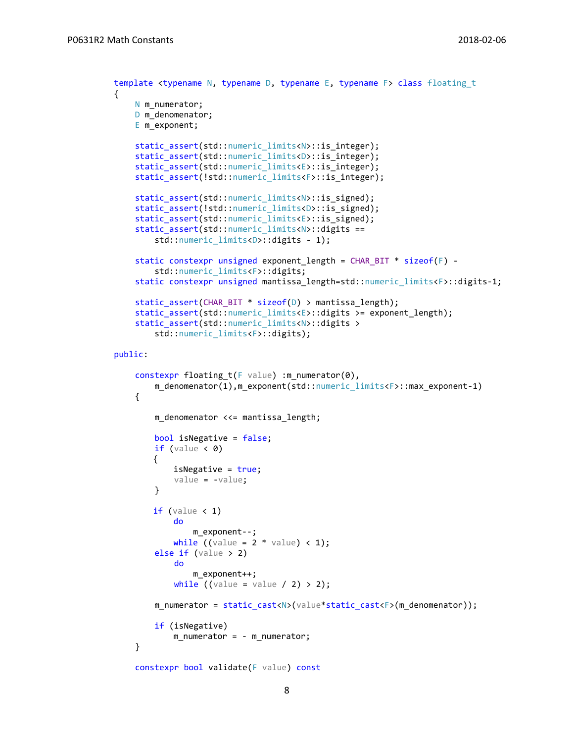```
template <typename N, typename D, typename E, typename F> class floating_t
{
    N m_numerator;
    D m_denomenator;
    E m_exponent;

    static_assert(std::numeric_limits<N>::is_integer);
    static_assert(std::numeric_limits<D>::is_integer);
    static_assert(std::numeric_limits<E>::is_integer);
    static_assert(!std::numeric_limits<F>::is_integer);

    static_assert(std::numeric_limits<N>::is_signed);
    static_assert(!std::numeric_limits<D>::is_signed);
    static_assert(std::numeric_limits<E>::is_signed);
    static_assert(std::numeric_limits<N>::digits ==
        std::numeric_limits<D>::digits - 1);

    static constexpr unsigned exponent_length = CHAR_BIT * sizeof(F) -
        std::numeric_limits<F>::digits;
    static constexpr unsigned mantissa_length=std::numeric_limits<F>::digits-1;

    static_assert(CHAR_BIT * sizeof(D) > mantissa_length);
    static_assert(std::numeric_limits<E>::digits >= exponent_length);
    static_assert(std::numeric_limits<N>::digits >
        std::numeric_limits<F>::digits);

public:

    constexpr floating_t(F value) :m_numerator(0),
        m_denomenator(1),m_exponent(std::numeric_limits<F>::max_exponent-1)
    {

        m_denomenator <<= mantissa_length;

        bool isNegative = false;
        if (value < 0)
        {
            isNegative = true;
            value = -value;
        }

        if (value < 1)
            do
                m_exponent--;
            while ((value = 2 * value) < 1);
        else if (value > 2)
            do
                m_exponent++;
            while ((value = value / 2) > 2);

        m_numerator = static_cast<N>(value*static_cast<F>(m_denomenator));

        if (isNegative)
            m_numerator = - m_numerator;
    }

    constexpr bool validate(F value) const
```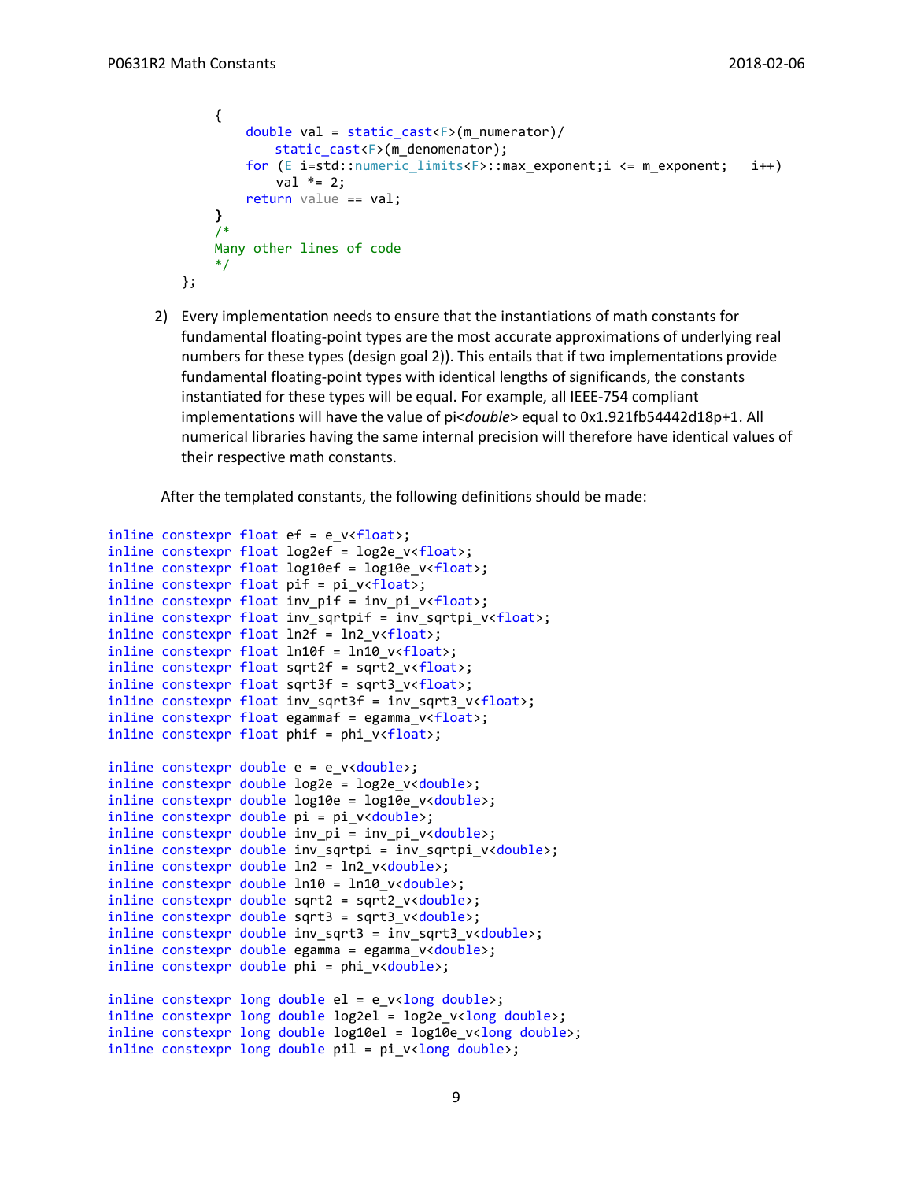```
        {
            double val = static_cast<F>(m_numerator)/
                static_cast<F>(m_denomenator);
            for (E i=std::numeric_limits<F>::max_exponent;i <= m_exponent;   i++)
                val *= 2;
            return value == val;
        }
        /*
        Many other lines of code
        */
    };
```

2) Every implementation needs to ensure that the instantiations of math constants for fundamental floating-point types are the most accurate approximations of underlying real numbers for these types (design goal 2)). This entails that if two implementations provide fundamental floating-point types with identical lengths of significands, the constants instantiated for these types will be equal. For example, all IEEE-754 compliant implementations will have the value of pi<*double*> equal to 0x1.921fb54442d18p+1. All numerical libraries having the same internal precision will therefore have identical values of their respective math constants.

After the templated constants, the following definitions should be made:

```
inline constexpr float ef = e_v<float>;
inline constexpr float log2ef = log2e_v<float>;
inline constexpr float log10ef = log10e_v<float>;
inline constexpr float pif = pi_v<float>;
inline constexpr float inv_pif = inv_pi_v<float>;
inline constexpr float inv_sqrtpif = inv_sqrtpi_v<float>;
inline constexpr float ln2f = ln2_v<float>;
inline constexpr float ln10f = ln10_v<float>;
inline constexpr float sqrt2f = sqrt2_v<float>;
inline constexpr float sqrt3f = sqrt3_v<float>;
inline constexpr float inv_sqrt3f = inv_sqrt3_v<float>;
inline constexpr float egammaf = egamma_v<float>;
inline constexpr float phif = phi_v<float>;

inline constexpr double e = e_v<double>;
inline constexpr double log2e = log2e_v<double>;
inline constexpr double log10e = log10e_v<double>;
inline constexpr double pi = pi_v<double>;
inline constexpr double inv_pi = inv_pi_v<double>;
inline constexpr double inv_sqrtpi = inv_sqrtpi_v<double>;
inline constexpr double ln2 = ln2_v<double>;
inline constexpr double ln10 = ln10_v<double>;
inline constexpr double sqrt2 = sqrt2_v<double>;
inline constexpr double sqrt3 = sqrt3_v<double>;
inline constexpr double inv_sqrt3 = inv_sqrt3_v<double>;
inline constexpr double egamma = egamma_v<double>;
inline constexpr double phi = phi_v<double>;

inline constexpr long double el = e_v<long double>;
inline constexpr long double log2el = log2e_v<long double>;
inline constexpr long double log10el = log10e_v<long double>;
inline constexpr long double pil = pi_v<long double>;
```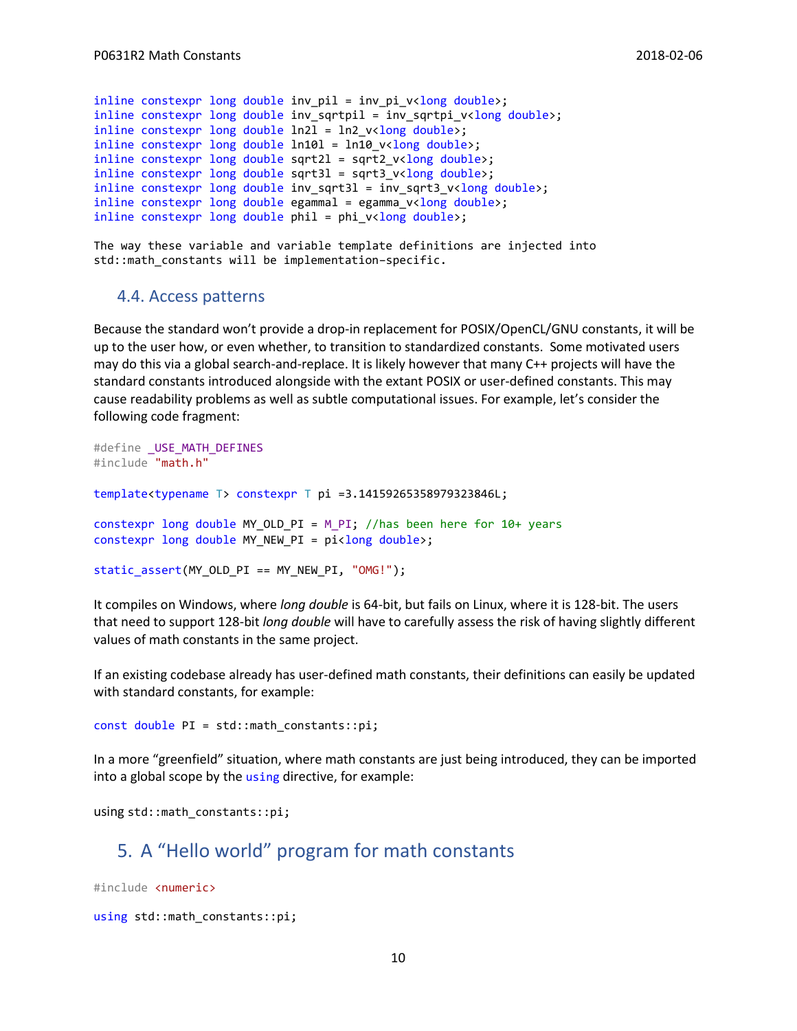```
inline constexpr long double inv_pil = inv_pi_v<long double>;
inline constexpr long double inv_sqrtpil = inv_sqrtpi_v<long double>;
inline constexpr long double ln2l = ln2_v<long double>;
inline constexpr long double ln10l = ln10_v<long double>;
inline constexpr long double sqrt2l = sqrt2_v<long double>;
inline constexpr long double sqrt3l = sqrt3_v<long double>;
inline constexpr long double inv_sqrt3l = inv_sqrt3_v<long double>;
inline constexpr long double egammal = egamma_v<long double>;
inline constexpr long double phil = phi_v<long double>;

The way these variable and variable template definitions are injected into
std::math_constants will be implementation-specific.
```

### 4.4. Access patterns

Because the standard won't provide a drop-in replacement for POSIX/OpenCL/GNU constants, it will be up to the user how, or even whether, to transition to standardized constants. Some motivated users may do this via a global search-and-replace. It is likely however that many C++ projects will have the standard constants introduced alongside with the extant POSIX or user-defined constants. This may cause readability problems as well as subtle computational issues. For example, let's consider the following code fragment:

```
#define _USE_MATH_DEFINES
#include "math.h"

template<typename T> constexpr T pi =3.14159265358979323846L;

constexpr long double MY_OLD_PI = M_PI; //has been here for 10+ years
constexpr long double MY_NEW_PI = pi<long double>;

static_assert(MY_OLD_PI == MY_NEW_PI, "OMG!");
```

It compiles on Windows, where *long double* is 64-bit, but fails on Linux, where it is 128-bit. The users that need to support 128-bit *long double* will have to carefully assess the risk of having slightly different values of math constants in the same project.

If an existing codebase already has user-defined math constants, their definitions can easily be updated with standard constants, for example:

```
const double PI = std::math_constants::pi;
```

In a more "greenfield" situation, where math constants are just being introduced, they can be imported into a global scope by the `using` directive, for example:

```
using std::math_constants::pi;
```

## 5. A "Hello world" program for math constants

```
#include <numeric>

using std::math_constants::pi;
```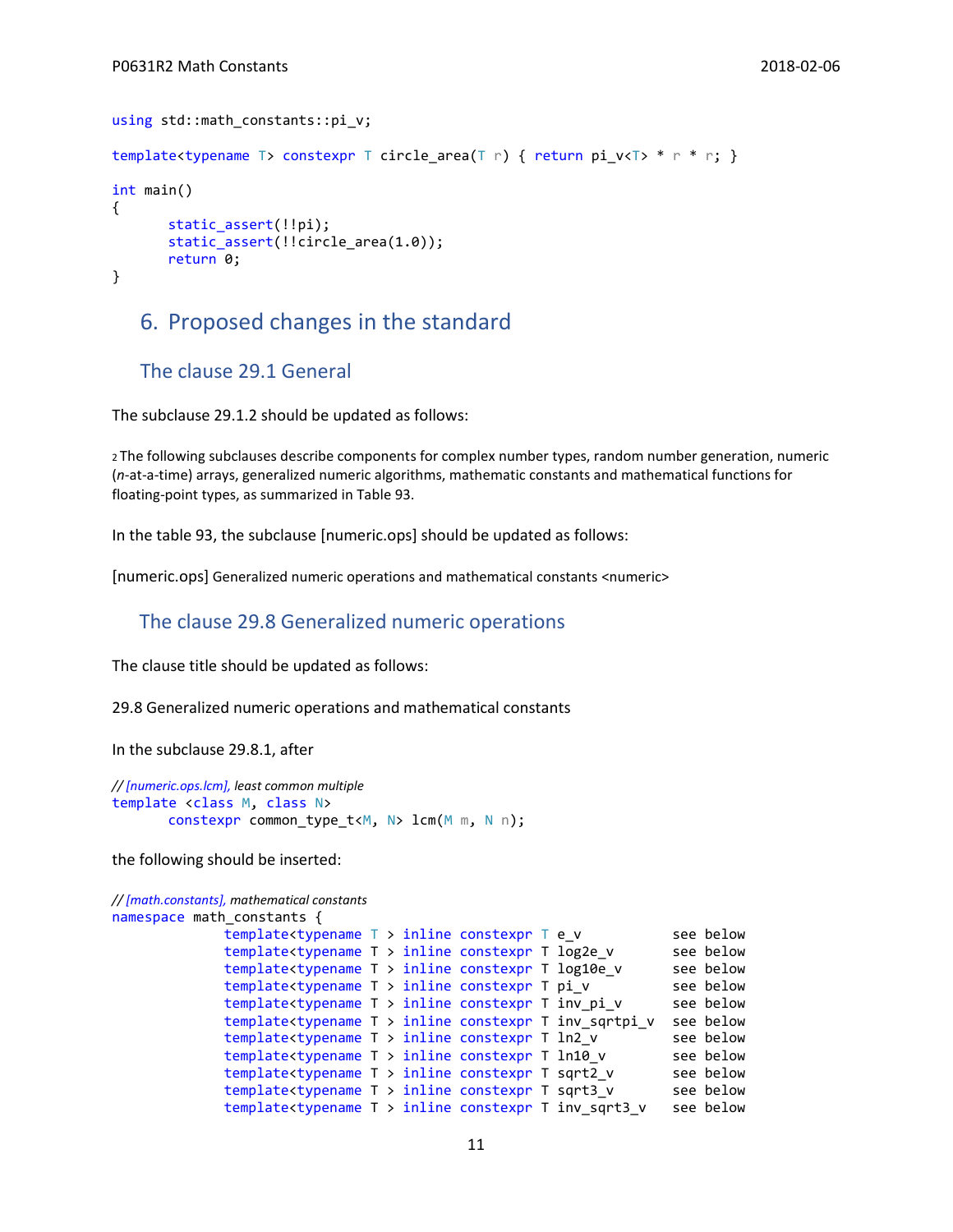```cpp
using std::math_constants::pi_v;

template<typename T> constexpr T circle_area(T r) { return pi_v<T> * r * r; }

int main()
{
       static_assert(!!pi);
       static_assert(!!circle_area(1.0));
       return 0;
}
```

## 6. Proposed changes in the standard

### The clause 29.1 General

The subclause 29.1.2 should be updated as follows:

2 The following subclauses describe components for complex number types, random number generation, numeric (*n*-at-a-time) arrays, generalized numeric algorithms, mathematic constants and mathematical functions for floating-point types, as summarized in Table 93.

In the table 93, the subclause [numeric.ops] should be updated as follows:

[numeric.ops] Generalized numeric operations and mathematical constants <numeric>

### The clause 29.8 Generalized numeric operations

The clause title should be updated as follows:

29.8 Generalized numeric operations and mathematical constants

In the subclause 29.8.1, after

```cpp
// [numeric.ops.lcm], least common multiple
template <class M, class N>
       constexpr common_type_t<M, N> lcm(M m, N n);
```

the following should be inserted:

```cpp
// [math.constants], mathematical constants
namespace math_constants {
              template<typename T > inline constexpr T e_v          see below
              template<typename T > inline constexpr T log2e_v      see below
              template<typename T > inline constexpr T log10e_v     see below
              template<typename T > inline constexpr T pi_v         see below
              template<typename T > inline constexpr T inv_pi_v     see below
              template<typename T > inline constexpr T inv_sqrtpi_v see below
              template<typename T > inline constexpr T ln2_v        see below
              template<typename T > inline constexpr T ln10_v       see below
              template<typename T > inline constexpr T sqrt2_v      see below
              template<typename T > inline constexpr T sqrt3_v      see below
              template<typename T > inline constexpr T inv_sqrt3_v  see below
```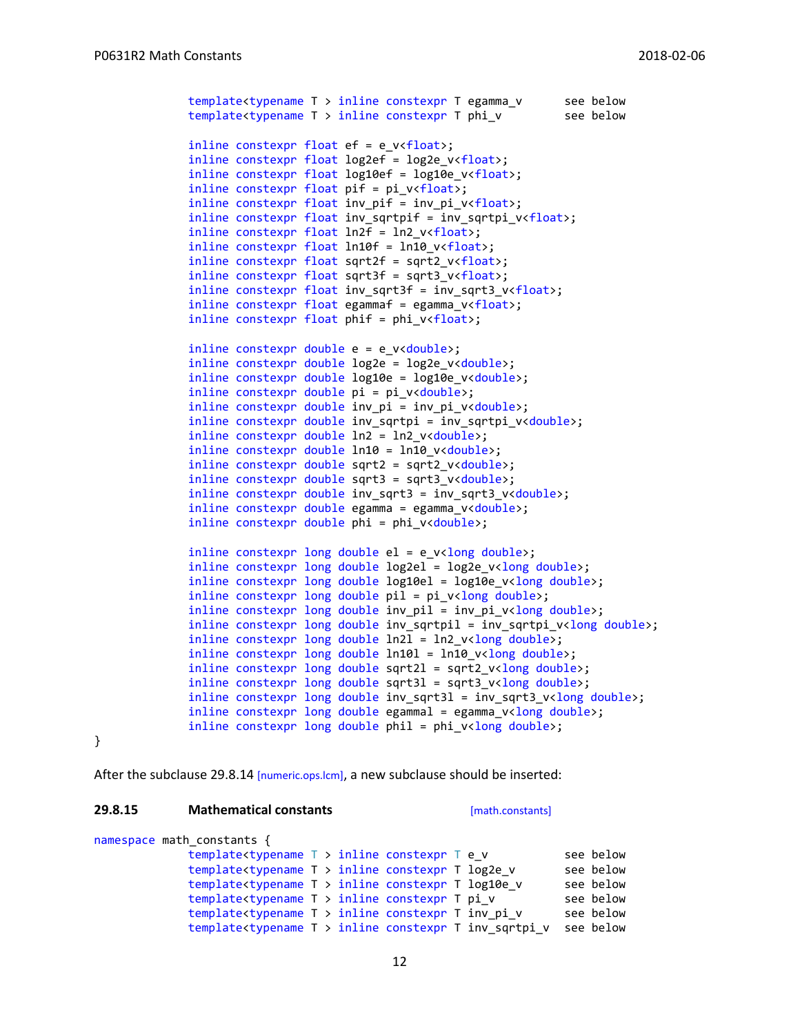```
            template<typename T > inline constexpr T egamma_v      see below
            template<typename T > inline constexpr T phi_v         see below

            inline constexpr float ef = e_v<float>;
            inline constexpr float log2ef = log2e_v<float>;
            inline constexpr float log10ef = log10e_v<float>;
            inline constexpr float pif = pi_v<float>;
            inline constexpr float inv_pif = inv_pi_v<float>;
            inline constexpr float inv_sqrtpif = inv_sqrtpi_v<float>;
            inline constexpr float ln2f = ln2_v<float>;
            inline constexpr float ln10f = ln10_v<float>;
            inline constexpr float sqrt2f = sqrt2_v<float>;
            inline constexpr float sqrt3f = sqrt3_v<float>;
            inline constexpr float inv_sqrt3f = inv_sqrt3_v<float>;
            inline constexpr float egammaf = egamma_v<float>;
            inline constexpr float phif = phi_v<float>;

            inline constexpr double e = e_v<double>;
            inline constexpr double log2e = log2e_v<double>;
            inline constexpr double log10e = log10e_v<double>;
            inline constexpr double pi = pi_v<double>;
            inline constexpr double inv_pi = inv_pi_v<double>;
            inline constexpr double inv_sqrtpi = inv_sqrtpi_v<double>;
            inline constexpr double ln2 = ln2_v<double>;
            inline constexpr double ln10 = ln10_v<double>;
            inline constexpr double sqrt2 = sqrt2_v<double>;
            inline constexpr double sqrt3 = sqrt3_v<double>;
            inline constexpr double inv_sqrt3 = inv_sqrt3_v<double>;
            inline constexpr double egamma = egamma_v<double>;
            inline constexpr double phi = phi_v<double>;

            inline constexpr long double el = e_v<long double>;
            inline constexpr long double log2el = log2e_v<long double>;
            inline constexpr long double log10el = log10e_v<long double>;
            inline constexpr long double pil = pi_v<long double>;
            inline constexpr long double inv_pil = inv_pi_v<long double>;
            inline constexpr long double inv_sqrtpil = inv_sqrtpi_v<long double>;
            inline constexpr long double ln2l = ln2_v<long double>;
            inline constexpr long double ln10l = ln10_v<long double>;
            inline constexpr long double sqrt2l = sqrt2_v<long double>;
            inline constexpr long double sqrt3l = sqrt3_v<long double>;
            inline constexpr long double inv_sqrt3l = inv_sqrt3_v<long double>;
            inline constexpr long double egammal = egamma_v<long double>;
            inline constexpr long double phil = phi_v<long double>;
}
```

After the subclause 29.8.14 [numeric.ops.lcm], a new subclause should be inserted:

### 29.8.15 Mathematical constants [math.constants]

```
namespace math_constants {
            template<typename T > inline constexpr T e_v           see below
            template<typename T > inline constexpr T log2e_v       see below
            template<typename T > inline constexpr T log10e_v      see below
            template<typename T > inline constexpr T pi_v          see below
            template<typename T > inline constexpr T inv_pi_v      see below
            template<typename T > inline constexpr T inv_sqrtpi_v  see below
```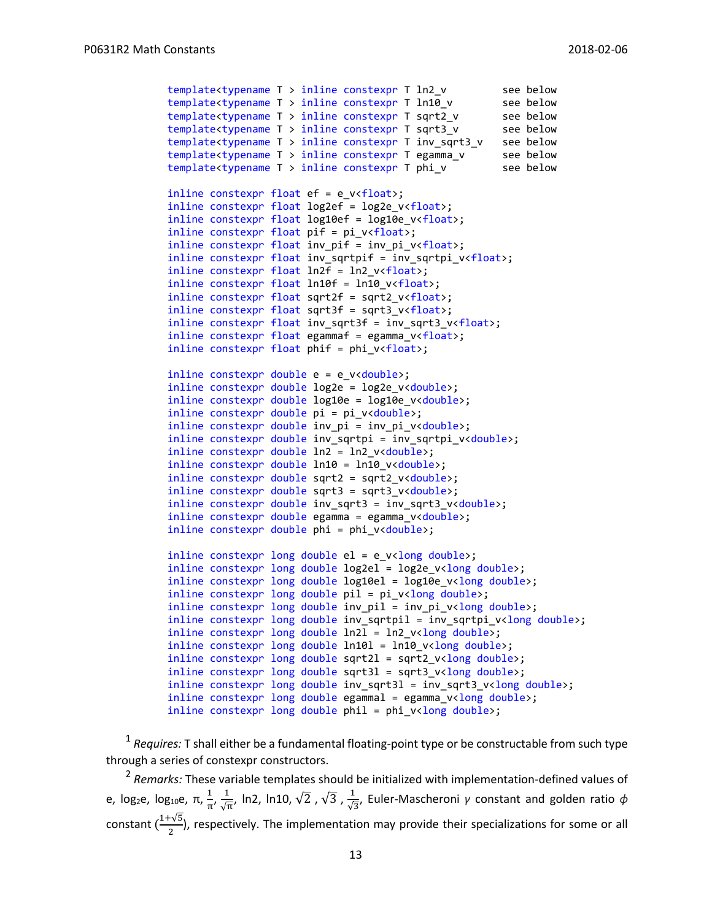```
template<typename T > inline constexpr T ln2_v         see below
template<typename T > inline constexpr T ln10_v        see below
template<typename T > inline constexpr T sqrt2_v       see below
template<typename T > inline constexpr T sqrt3_v       see below
template<typename T > inline constexpr T inv_sqrt3_v   see below
template<typename T > inline constexpr T egamma_v      see below
template<typename T > inline constexpr T phi_v         see below

inline constexpr float ef = e_v<float>;
inline constexpr float log2ef = log2e_v<float>;
inline constexpr float log10ef = log10e_v<float>;
inline constexpr float pif = pi_v<float>;
inline constexpr float inv_pif = inv_pi_v<float>;
inline constexpr float inv_sqrtpif = inv_sqrtpi_v<float>;
inline constexpr float ln2f = ln2_v<float>;
inline constexpr float ln10f = ln10_v<float>;
inline constexpr float sqrt2f = sqrt2_v<float>;
inline constexpr float sqrt3f = sqrt3_v<float>;
inline constexpr float inv_sqrt3f = inv_sqrt3_v<float>;
inline constexpr float egammaf = egamma_v<float>;
inline constexpr float phif = phi_v<float>;

inline constexpr double e = e_v<double>;
inline constexpr double log2e = log2e_v<double>;
inline constexpr double log10e = log10e_v<double>;
inline constexpr double pi = pi_v<double>;
inline constexpr double inv_pi = inv_pi_v<double>;
inline constexpr double inv_sqrtpi = inv_sqrtpi_v<double>;
inline constexpr double ln2 = ln2_v<double>;
inline constexpr double ln10 = ln10_v<double>;
inline constexpr double sqrt2 = sqrt2_v<double>;
inline constexpr double sqrt3 = sqrt3_v<double>;
inline constexpr double inv_sqrt3 = inv_sqrt3_v<double>;
inline constexpr double egamma = egamma_v<double>;
inline constexpr double phi = phi_v<double>;

inline constexpr long double el = e_v<long double>;
inline constexpr long double log2el = log2e_v<long double>;
inline constexpr long double log10el = log10e_v<long double>;
inline constexpr long double pil = pi_v<long double>;
inline constexpr long double inv_pil = inv_pi_v<long double>;
inline constexpr long double inv_sqrtpil = inv_sqrtpi_v<long double>;
inline constexpr long double ln2l = ln2_v<long double>;
inline constexpr long double ln10l = ln10_v<long double>;
inline constexpr long double sqrt2l = sqrt2_v<long double>;
inline constexpr long double sqrt3l = sqrt3_v<long double>;
inline constexpr long double inv_sqrt3l = inv_sqrt3_v<long double>;
inline constexpr long double egammal = egamma_v<long double>;
inline constexpr long double phil = phi_v<long double>;
```

[1] *Requires:* T shall either be a fundamental floating-point type or be constructable from such type through a series of constexpr constructors.

[2] *Remarks:* These variable templates should be initialized with implementation-defined values of e, $\log_2 e$, $\log_{10} e$, π, $\frac{1}{\pi}$, $\frac{1}{\sqrt{\pi}}$, ln2, ln10, $\sqrt{2}$ , $\sqrt{3}$ , $\frac{1}{\sqrt{3}}$, Euler-Mascheroni $\gamma$ constant and golden ratio $\phi$ constant ($\frac{1+\sqrt{5}}{2}$), respectively. The implementation may provide their specializations for some or all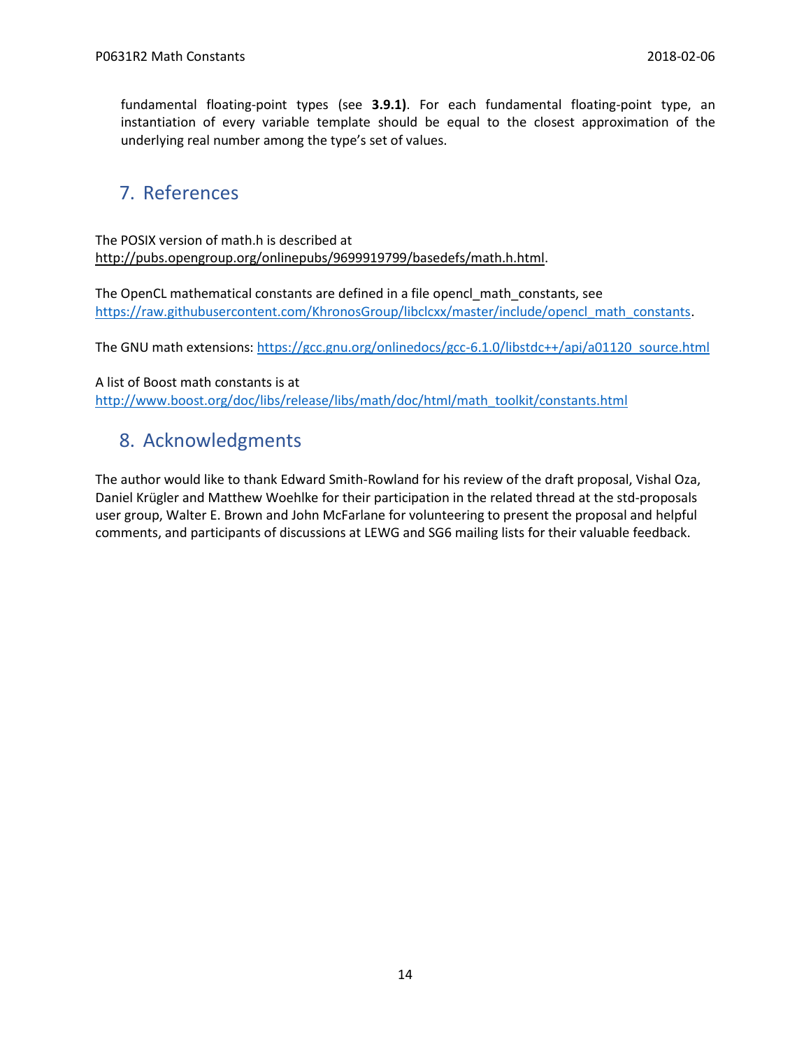fundamental floating-point types (see **3.9.1)**. For each fundamental floating-point type, an instantiation of every variable template should be equal to the closest approximation of the underlying real number among the type's set of values.

## 7. References

The POSIX version of math.h is described at
http://pubs.opengroup.org/onlinepubs/9699919799/basedefs/math.h.html.

The OpenCL mathematical constants are defined in a file opencl_math_constants, see
https://raw.githubusercontent.com/KhronosGroup/libclcxx/master/include/opencl_math_constants.

The GNU math extensions: https://gcc.gnu.org/onlinedocs/gcc-6.1.0/libstdc++/api/a01120_source.html

A list of Boost math constants is at
http://www.boost.org/doc/libs/release/libs/math/doc/html/math_toolkit/constants.html

## 8. Acknowledgments

The author would like to thank Edward Smith-Rowland for his review of the draft proposal, Vishal Oza, Daniel Krügler and Matthew Woehlke for their participation in the related thread at the std-proposals user group, Walter E. Brown and John McFarlane for volunteering to present the proposal and helpful comments, and participants of discussions at LEWG and SG6 mailing lists for their valuable feedback.